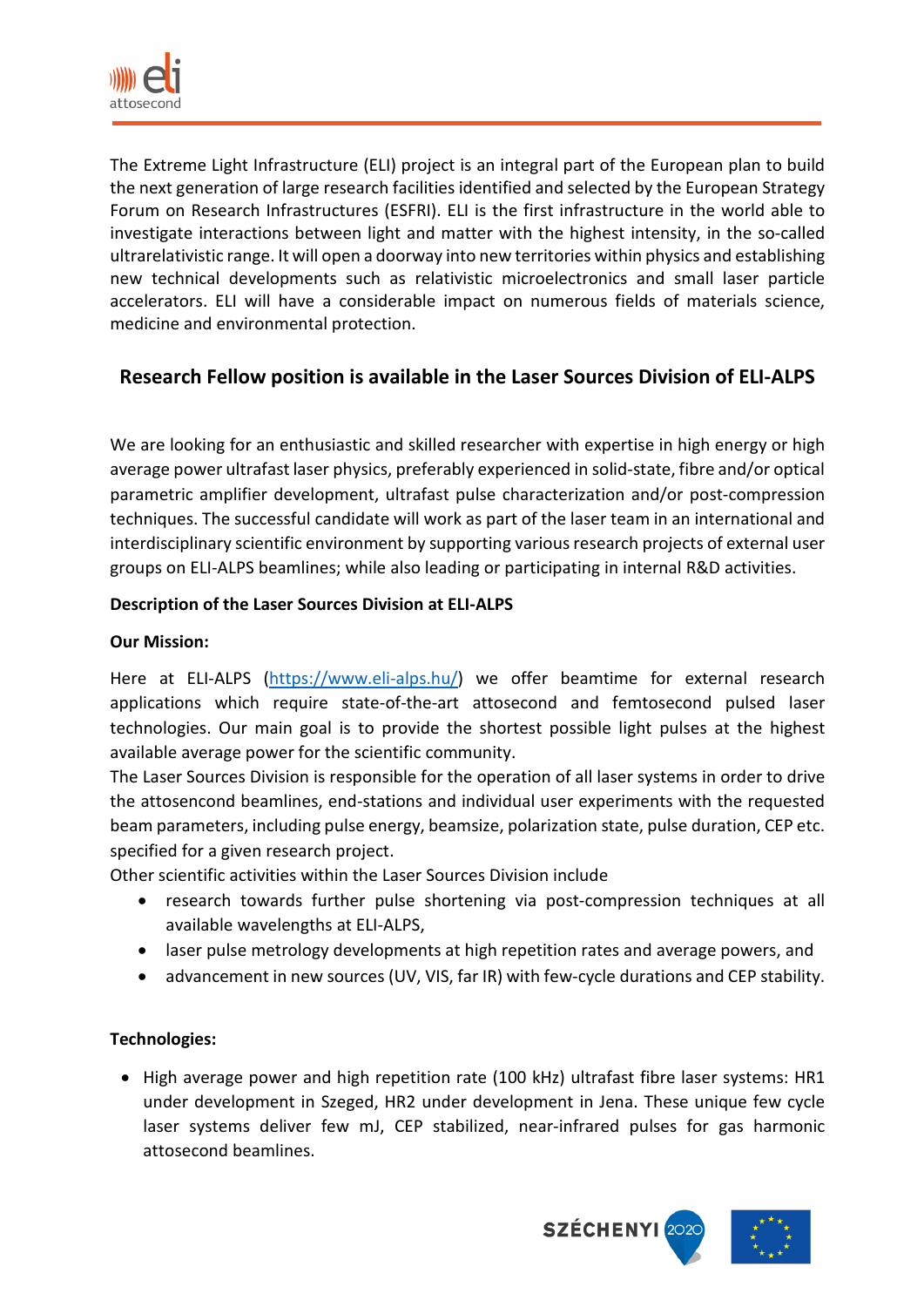The Extreme Light Infrastructure (ELI) project is an integral part of the European plan to build the next generation of large research facilities identified and selected by the European Strategy Forum on Research Infrastructures (ESFRI). ELI is the first infrastructure in the world able to investigate interactions between light and matter with the highest intensity, in the so-called ultrarelativistic range. It will open a doorway into new territories within physics and establishing new technical developments such as relativistic microelectronics and small laser particle accelerators. ELI will have a considerable impact on numerous fields of materials science, medicine and environmental protection.

## Research Fellow position is available in the Laser Sources Division of ELI-ALPS

We are looking for an enthusiastic and skilled researcher with expertise in high energy or high average power ultrafast laser physics, preferably experienced in solid-state, fibre and/or optical parametric amplifier development, ultrafast pulse characterization and/or post-compression techniques. The successful candidate will work as part of the laser team in an international and interdisciplinary scientific environment by supporting various research projects of external user groups on ELI-ALPS beamlines; while also leading or participating in internal R&D activities.

**Description of the Laser Sources Division at ELI-ALPS**

**Our Mission:**

Here at ELI-ALPS (https://www.eli-alps.hu/) we offer beamtime for external research applications which require state-of-the-art attosecond and femtosecond pulsed laser technologies. Our main goal is to provide the shortest possible light pulses at the highest available average power for the scientific community.
The Laser Sources Division is responsible for the operation of all laser systems in order to drive the attosencond beamlines, end-stations and individual user experiments with the requested beam parameters, including pulse energy, beamsize, polarization state, pulse duration, CEP etc. specified for a given research project.
Other scientific activities within the Laser Sources Division include

- research towards further pulse shortening via post-compression techniques at all available wavelengths at ELI-ALPS,
- laser pulse metrology developments at high repetition rates and average powers, and
- advancement in new sources (UV, VIS, far IR) with few-cycle durations and CEP stability.

**Technologies:**

- High average power and high repetition rate (100 kHz) ultrafast fibre laser systems: HR1 under development in Szeged, HR2 under development in Jena. These unique few cycle laser systems deliver few mJ, CEP stabilized, near-infrared pulses for gas harmonic attosecond beamlines.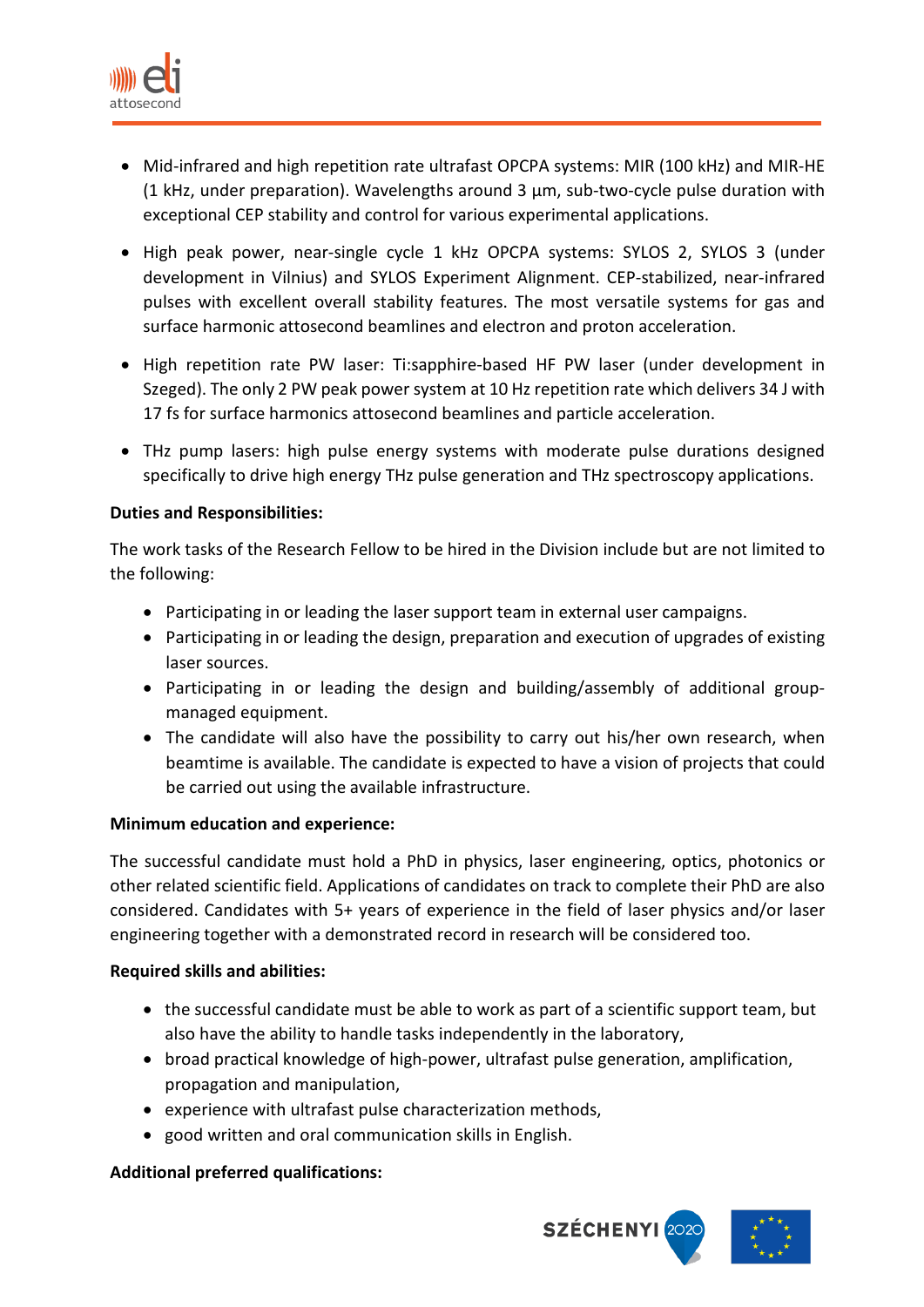- Mid-infrared and high repetition rate ultrafast OPCPA systems: MIR (100 kHz) and MIR-HE (1 kHz, under preparation). Wavelengths around 3 µm, sub-two-cycle pulse duration with exceptional CEP stability and control for various experimental applications.
- High peak power, near-single cycle 1 kHz OPCPA systems: SYLOS 2, SYLOS 3 (under development in Vilnius) and SYLOS Experiment Alignment. CEP-stabilized, near-infrared pulses with excellent overall stability features. The most versatile systems for gas and surface harmonic attosecond beamlines and electron and proton acceleration.
- High repetition rate PW laser: Ti:sapphire-based HF PW laser (under development in Szeged). The only 2 PW peak power system at 10 Hz repetition rate which delivers 34 J with 17 fs for surface harmonics attosecond beamlines and particle acceleration.
- THz pump lasers: high pulse energy systems with moderate pulse durations designed specifically to drive high energy THz pulse generation and THz spectroscopy applications.

**Duties and Responsibilities:**

The work tasks of the Research Fellow to be hired in the Division include but are not limited to the following:

- Participating in or leading the laser support team in external user campaigns.
- Participating in or leading the design, preparation and execution of upgrades of existing laser sources.
- Participating in or leading the design and building/assembly of additional group-managed equipment.
- The candidate will also have the possibility to carry out his/her own research, when beamtime is available. The candidate is expected to have a vision of projects that could be carried out using the available infrastructure.

**Minimum education and experience:**

The successful candidate must hold a PhD in physics, laser engineering, optics, photonics or other related scientific field. Applications of candidates on track to complete their PhD are also considered. Candidates with 5+ years of experience in the field of laser physics and/or laser engineering together with a demonstrated record in research will be considered too.

**Required skills and abilities:**

- the successful candidate must be able to work as part of a scientific support team, but also have the ability to handle tasks independently in the laboratory,
- broad practical knowledge of high-power, ultrafast pulse generation, amplification, propagation and manipulation,
- experience with ultrafast pulse characterization methods,
- good written and oral communication skills in English.

**Additional preferred qualifications:**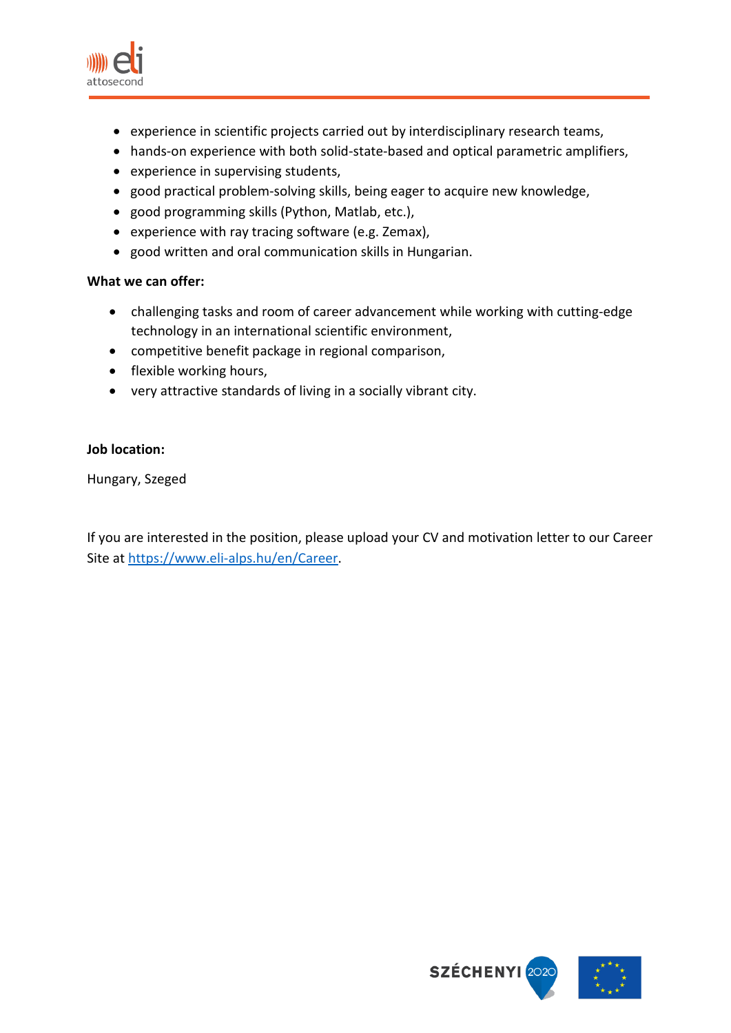- experience in scientific projects carried out by interdisciplinary research teams,
- hands-on experience with both solid-state-based and optical parametric amplifiers,
- experience in supervising students,
- good practical problem-solving skills, being eager to acquire new knowledge,
- good programming skills (Python, Matlab, etc.),
- experience with ray tracing software (e.g. Zemax),
- good written and oral communication skills in Hungarian.

**What we can offer:**

- challenging tasks and room of career advancement while working with cutting-edge technology in an international scientific environment,
- competitive benefit package in regional comparison,
- flexible working hours,
- very attractive standards of living in a socially vibrant city.

**Job location:**

Hungary, Szeged

If you are interested in the position, please upload your CV and motivation letter to our Career Site at [https://www.eli-alps.hu/en/Career](https://www.eli-alps.hu/en/Career).